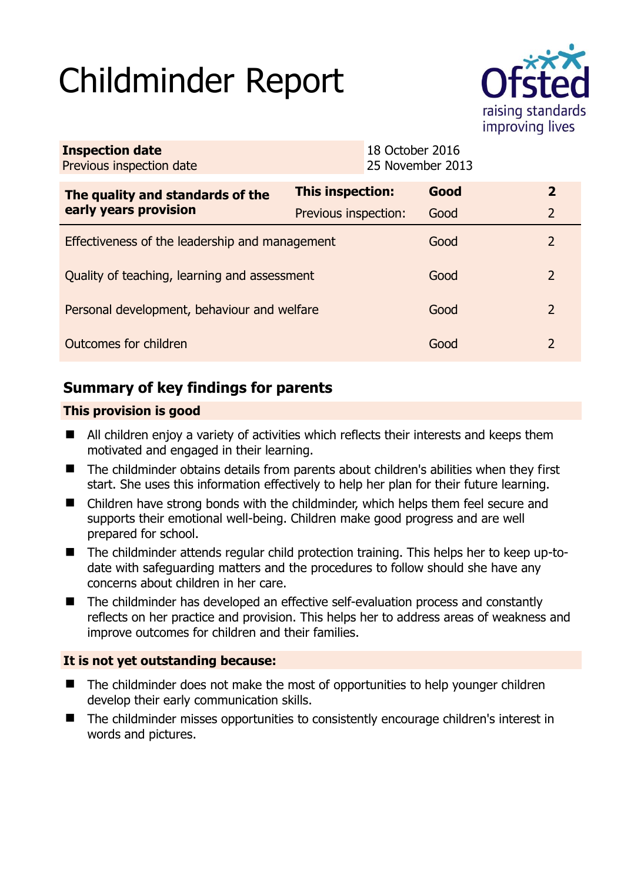# Childminder Report

Ofsted
raising standards
improving lives

| **Inspection date** | 18 October 2016 |
|---|---|
| Previous inspection date | 25 November 2013 |

| **The quality and standards of the early years provision** | **This inspection:** | **Good** | **2** |
|---|---|---|---|
| | Previous inspection: | Good | 2 |
| Effectiveness of the leadership and management | | Good | 2 |
| Quality of teaching, learning and assessment | | Good | 2 |
| Personal development, behaviour and welfare | | Good | 2 |
| Outcomes for children | | Good | 2 |

## Summary of key findings for parents

### This provision is good

- All children enjoy a variety of activities which reflects their interests and keeps them motivated and engaged in their learning.
- The childminder obtains details from parents about children's abilities when they first start. She uses this information effectively to help her plan for their future learning.
- Children have strong bonds with the childminder, which helps them feel secure and supports their emotional well-being. Children make good progress and are well prepared for school.
- The childminder attends regular child protection training. This helps her to keep up-to-date with safeguarding matters and the procedures to follow should she have any concerns about children in her care.
- The childminder has developed an effective self-evaluation process and constantly reflects on her practice and provision. This helps her to address areas of weakness and improve outcomes for children and their families.

### It is not yet outstanding because:

- The childminder does not make the most of opportunities to help younger children develop their early communication skills.
- The childminder misses opportunities to consistently encourage children's interest in words and pictures.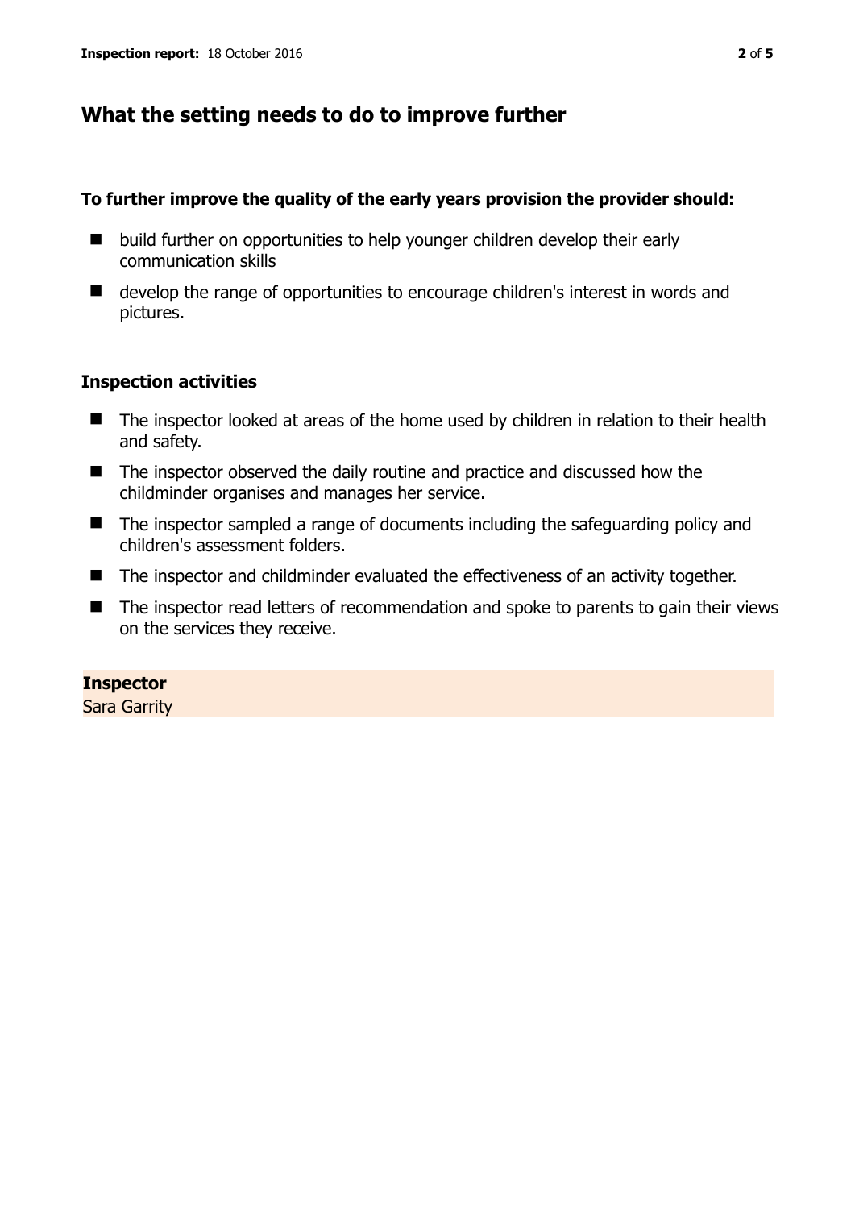## What the setting needs to do to improve further

**To further improve the quality of the early years provision the provider should:**

- build further on opportunities to help younger children develop their early communication skills
- develop the range of opportunities to encourage children's interest in words and pictures.

### Inspection activities

- The inspector looked at areas of the home used by children in relation to their health and safety.
- The inspector observed the daily routine and practice and discussed how the childminder organises and manages her service.
- The inspector sampled a range of documents including the safeguarding policy and children's assessment folders.
- The inspector and childminder evaluated the effectiveness of an activity together.
- The inspector read letters of recommendation and spoke to parents to gain their views on the services they receive.

**Inspector**
Sara Garrity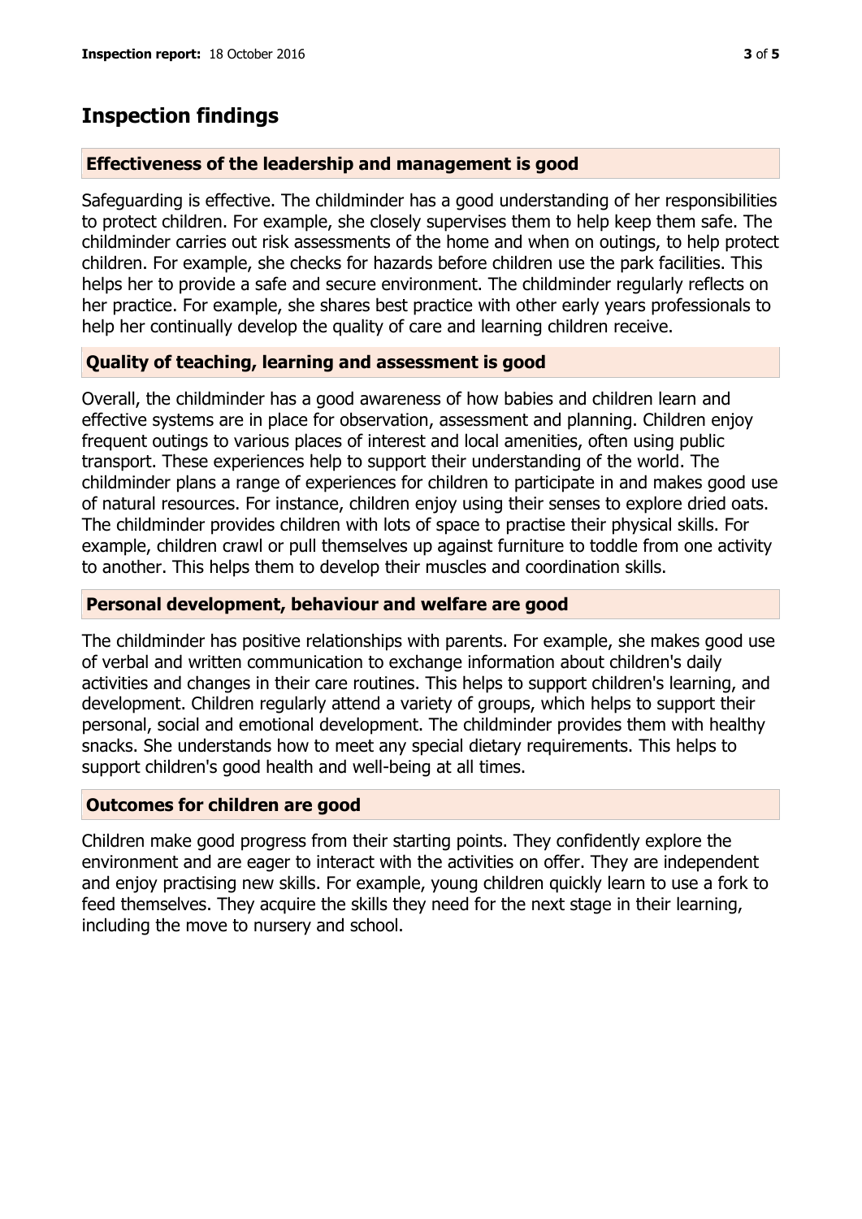## Inspection findings

### Effectiveness of the leadership and management is good

Safeguarding is effective. The childminder has a good understanding of her responsibilities to protect children. For example, she closely supervises them to help keep them safe. The childminder carries out risk assessments of the home and when on outings, to help protect children. For example, she checks for hazards before children use the park facilities. This helps her to provide a safe and secure environment. The childminder regularly reflects on her practice. For example, she shares best practice with other early years professionals to help her continually develop the quality of care and learning children receive.

### Quality of teaching, learning and assessment is good

Overall, the childminder has a good awareness of how babies and children learn and effective systems are in place for observation, assessment and planning. Children enjoy frequent outings to various places of interest and local amenities, often using public transport. These experiences help to support their understanding of the world. The childminder plans a range of experiences for children to participate in and makes good use of natural resources. For instance, children enjoy using their senses to explore dried oats. The childminder provides children with lots of space to practise their physical skills. For example, children crawl or pull themselves up against furniture to toddle from one activity to another. This helps them to develop their muscles and coordination skills.

### Personal development, behaviour and welfare are good

The childminder has positive relationships with parents. For example, she makes good use of verbal and written communication to exchange information about children's daily activities and changes in their care routines. This helps to support children's learning, and development. Children regularly attend a variety of groups, which helps to support their personal, social and emotional development. The childminder provides them with healthy snacks. She understands how to meet any special dietary requirements. This helps to support children's good health and well-being at all times.

### Outcomes for children are good

Children make good progress from their starting points. They confidently explore the environment and are eager to interact with the activities on offer. They are independent and enjoy practising new skills. For example, young children quickly learn to use a fork to feed themselves. They acquire the skills they need for the next stage in their learning, including the move to nursery and school.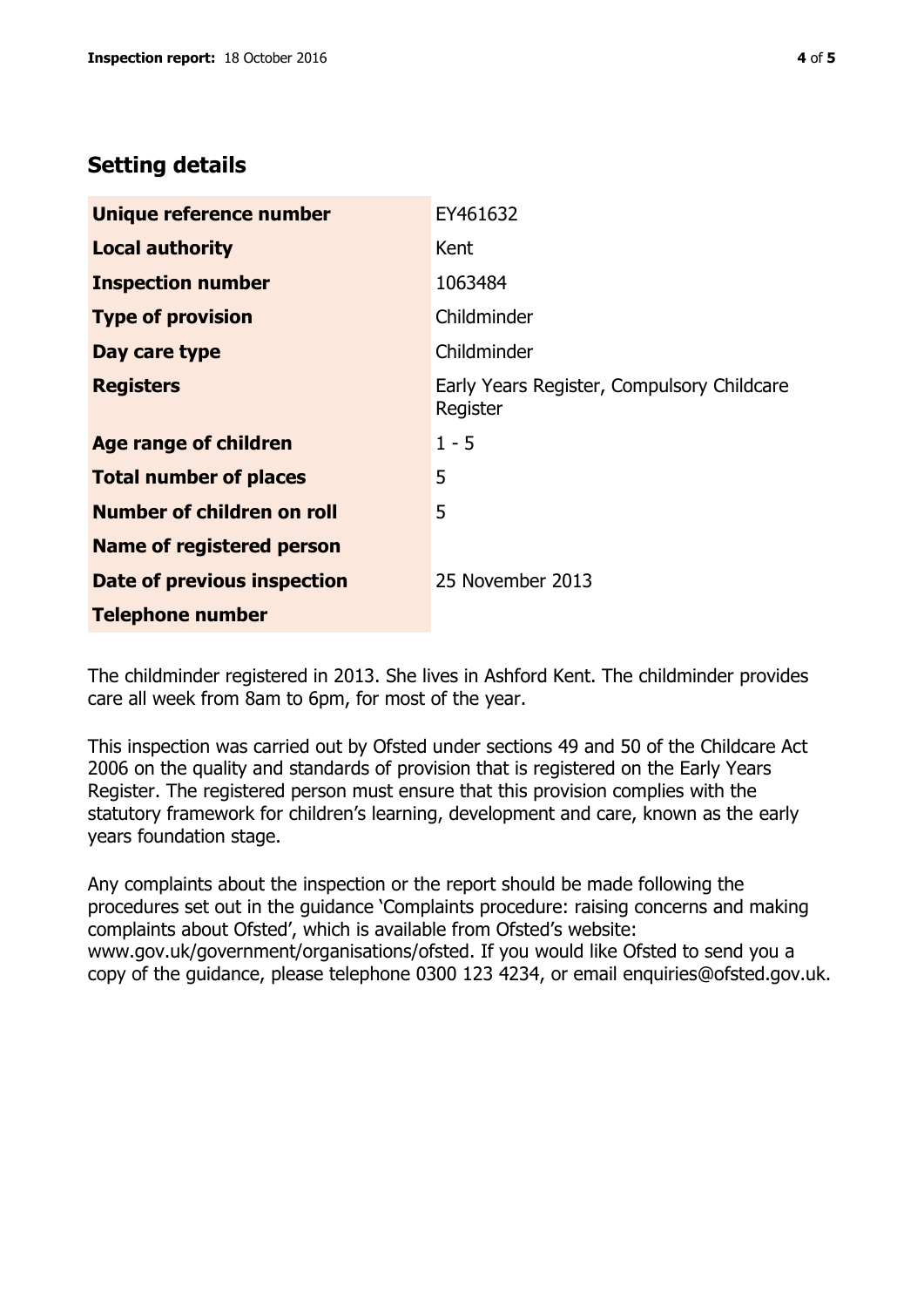## Setting details

| | |
|---|---|
| **Unique reference number** | EY461632 |
| **Local authority** | Kent |
| **Inspection number** | 1063484 |
| **Type of provision** | Childminder |
| **Day care type** | Childminder |
| **Registers** | Early Years Register, Compulsory Childcare Register |
| **Age range of children** | 1 - 5 |
| **Total number of places** | 5 |
| **Number of children on roll** | 5 |
| **Name of registered person** | |
| **Date of previous inspection** | 25 November 2013 |
| **Telephone number** | |

The childminder registered in 2013. She lives in Ashford Kent. The childminder provides care all week from 8am to 6pm, for most of the year.

This inspection was carried out by Ofsted under sections 49 and 50 of the Childcare Act 2006 on the quality and standards of provision that is registered on the Early Years Register. The registered person must ensure that this provision complies with the statutory framework for children's learning, development and care, known as the early years foundation stage.

Any complaints about the inspection or the report should be made following the procedures set out in the guidance 'Complaints procedure: raising concerns and making complaints about Ofsted', which is available from Ofsted's website: www.gov.uk/government/organisations/ofsted. If you would like Ofsted to send you a copy of the guidance, please telephone 0300 123 4234, or email enquiries@ofsted.gov.uk.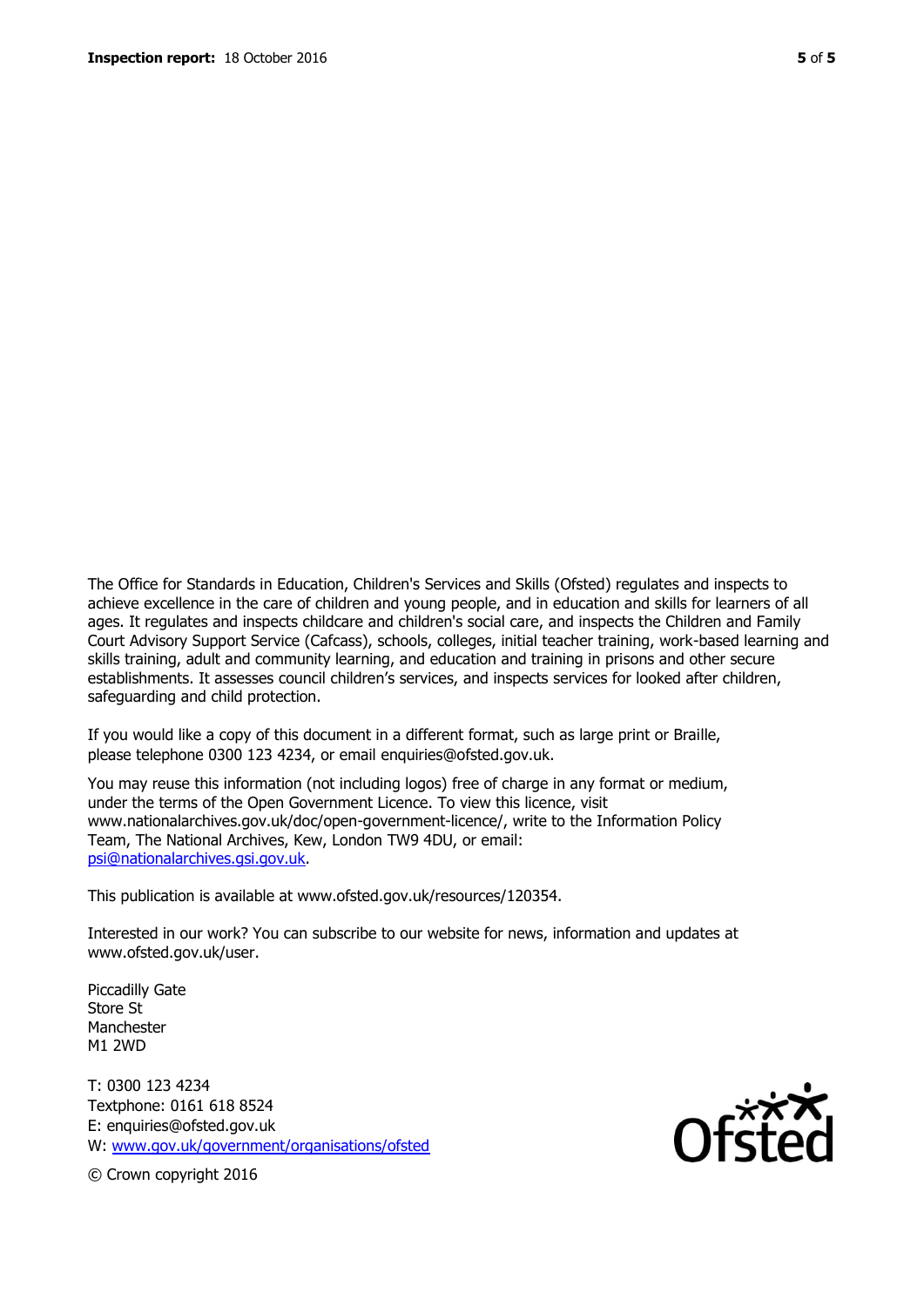The Office for Standards in Education, Children's Services and Skills (Ofsted) regulates and inspects to achieve excellence in the care of children and young people, and in education and skills for learners of all ages. It regulates and inspects childcare and children's social care, and inspects the Children and Family Court Advisory Support Service (Cafcass), schools, colleges, initial teacher training, work-based learning and skills training, adult and community learning, and education and training in prisons and other secure establishments. It assesses council children's services, and inspects services for looked after children, safeguarding and child protection.

If you would like a copy of this document in a different format, such as large print or Braille, please telephone 0300 123 4234, or email enquiries@ofsted.gov.uk.

You may reuse this information (not including logos) free of charge in any format or medium, under the terms of the Open Government Licence. To view this licence, visit www.nationalarchives.gov.uk/doc/open-government-licence/, write to the Information Policy Team, The National Archives, Kew, London TW9 4DU, or email: psi@nationalarchives.gsi.gov.uk.

This publication is available at www.ofsted.gov.uk/resources/120354.

Interested in our work? You can subscribe to our website for news, information and updates at www.ofsted.gov.uk/user.

Piccadilly Gate
Store St
Manchester
M1 2WD

T: 0300 123 4234
Textphone: 0161 618 8524
E: enquiries@ofsted.gov.uk
W: www.gov.uk/government/organisations/ofsted

© Crown copyright 2016